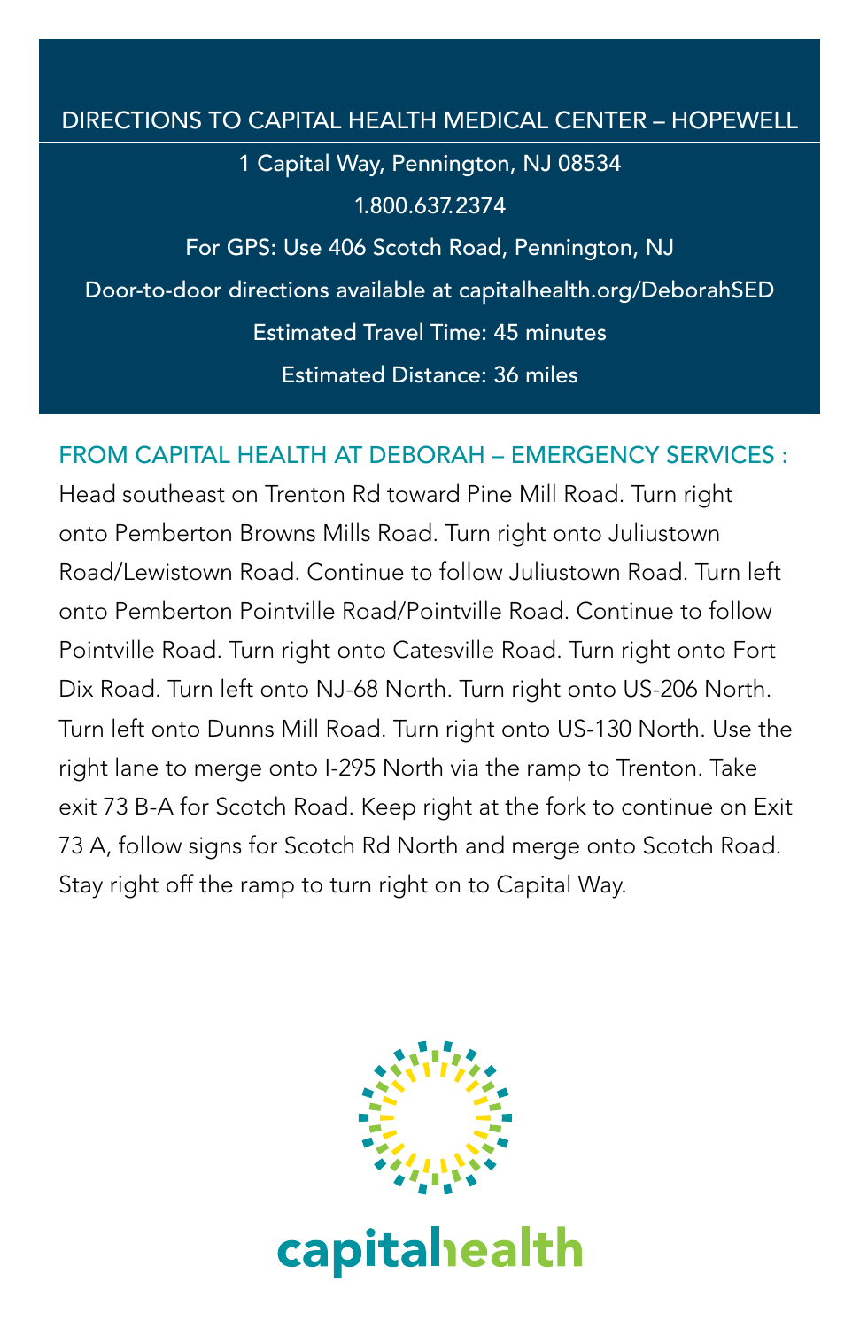# DIRECTIONS TO CAPITAL HEALTH MEDICAL CENTER – HOPEWELL

1 Capital Way, Pennington, NJ 08534

1.800.637.2374

For GPS: Use 406 Scotch Road, Pennington, NJ

Door-to-door directions available at capitalhealth.org/DeborahSED

Estimated Travel Time: 45 minutes

Estimated Distance: 36 miles

## FROM CAPITAL HEALTH AT DEBORAH – EMERGENCY SERVICES :

Head southeast on Trenton Rd toward Pine Mill Road. Turn right onto Pemberton Browns Mills Road. Turn right onto Juliustown Road/Lewistown Road. Continue to follow Juliustown Road. Turn left onto Pemberton Pointville Road/Pointville Road. Continue to follow Pointville Road. Turn right onto Catesville Road. Turn right onto Fort Dix Road. Turn left onto NJ-68 North. Turn right onto US-206 North. Turn left onto Dunns Mill Road. Turn right onto US-130 North. Use the right lane to merge onto I-295 North via the ramp to Trenton. Take exit 73 B-A for Scotch Road. Keep right at the fork to continue on Exit 73 A, follow signs for Scotch Rd North and merge onto Scotch Road. Stay right off the ramp to turn right on to Capital Way.

capitalhealth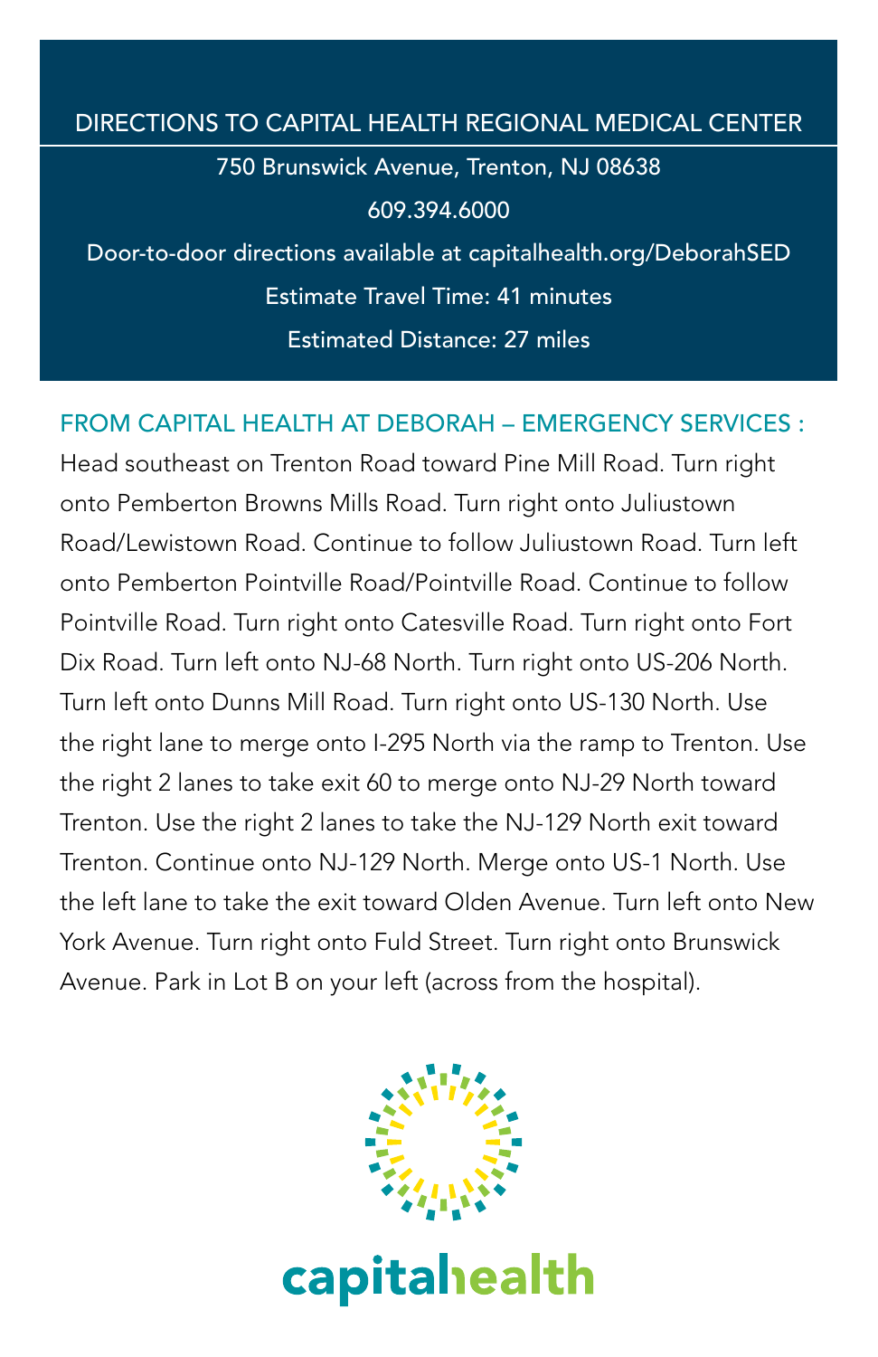# DIRECTIONS TO CAPITAL HEALTH REGIONAL MEDICAL CENTER

750 Brunswick Avenue, Trenton, NJ 08638

609.394.6000

Door-to-door directions available at capitalhealth.org/DeborahSED

Estimate Travel Time: 41 minutes

Estimated Distance: 27 miles

## FROM CAPITAL HEALTH AT DEBORAH – EMERGENCY SERVICES :

Head southeast on Trenton Road toward Pine Mill Road. Turn right onto Pemberton Browns Mills Road. Turn right onto Juliustown Road/Lewistown Road. Continue to follow Juliustown Road. Turn left onto Pemberton Pointville Road/Pointville Road. Continue to follow Pointville Road. Turn right onto Catesville Road. Turn right onto Fort Dix Road. Turn left onto NJ-68 North. Turn right onto US-206 North. Turn left onto Dunns Mill Road. Turn right onto US-130 North. Use the right lane to merge onto I-295 North via the ramp to Trenton. Use the right 2 lanes to take exit 60 to merge onto NJ-29 North toward Trenton. Use the right 2 lanes to take the NJ-129 North exit toward Trenton. Continue onto NJ-129 North. Merge onto US-1 North. Use the left lane to take the exit toward Olden Avenue. Turn left onto New York Avenue. Turn right onto Fuld Street. Turn right onto Brunswick Avenue. Park in Lot B on your left (across from the hospital).

capitalhealth